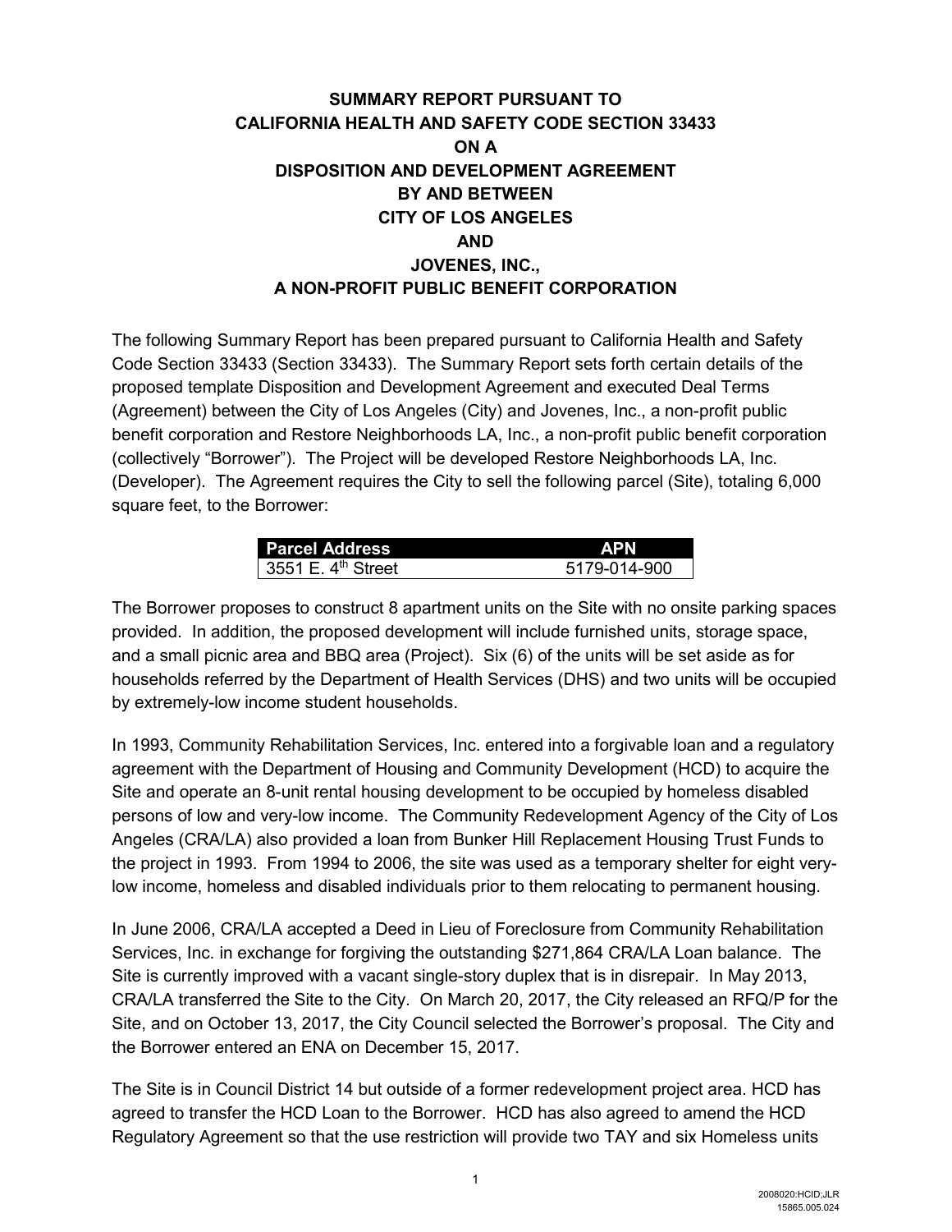# SUMMARY REPORT PURSUANT TO CALIFORNIA HEALTH AND SAFETY CODE SECTION 33433 ON A DISPOSITION AND DEVELOPMENT AGREEMENT BY AND BETWEEN CITY OF LOS ANGELES AND JOVENES, INC., A NON-PROFIT PUBLIC BENEFIT CORPORATION

The following Summary Report has been prepared pursuant to California Health and Safety Code Section 33433 (Section 33433). The Summary Report sets forth certain details of the proposed template Disposition and Development Agreement and executed Deal Terms (Agreement) between the City of Los Angeles (City) and Jovenes, Inc., a non-profit public benefit corporation and Restore Neighborhoods LA, Inc., a non-profit public benefit corporation (collectively "Borrower"). The Project will be developed Restore Neighborhoods LA, Inc. (Developer). The Agreement requires the City to sell the following parcel (Site), totaling 6,000 square feet, to the Borrower:

| Parcel Address | APN |
|---|---|
| 3551 E. 4th Street | 5179-014-900 |

The Borrower proposes to construct 8 apartment units on the Site with no onsite parking spaces provided. In addition, the proposed development will include furnished units, storage space, and a small picnic area and BBQ area (Project). Six (6) of the units will be set aside as for households referred by the Department of Health Services (DHS) and two units will be occupied by extremely-low income student households.

In 1993, Community Rehabilitation Services, Inc. entered into a forgivable loan and a regulatory agreement with the Department of Housing and Community Development (HCD) to acquire the Site and operate an 8-unit rental housing development to be occupied by homeless disabled persons of low and very-low income. The Community Redevelopment Agency of the City of Los Angeles (CRA/LA) also provided a loan from Bunker Hill Replacement Housing Trust Funds to the project in 1993. From 1994 to 2006, the site was used as a temporary shelter for eight very-low income, homeless and disabled individuals prior to them relocating to permanent housing.

In June 2006, CRA/LA accepted a Deed in Lieu of Foreclosure from Community Rehabilitation Services, Inc. in exchange for forgiving the outstanding $271,864 CRA/LA Loan balance. The Site is currently improved with a vacant single-story duplex that is in disrepair. In May 2013, CRA/LA transferred the Site to the City. On March 20, 2017, the City released an RFQ/P for the Site, and on October 13, 2017, the City Council selected the Borrower's proposal. The City and the Borrower entered an ENA on December 15, 2017.

The Site is in Council District 14 but outside of a former redevelopment project area. HCD has agreed to transfer the HCD Loan to the Borrower. HCD has also agreed to amend the HCD Regulatory Agreement so that the use restriction will provide two TAY and six Homeless units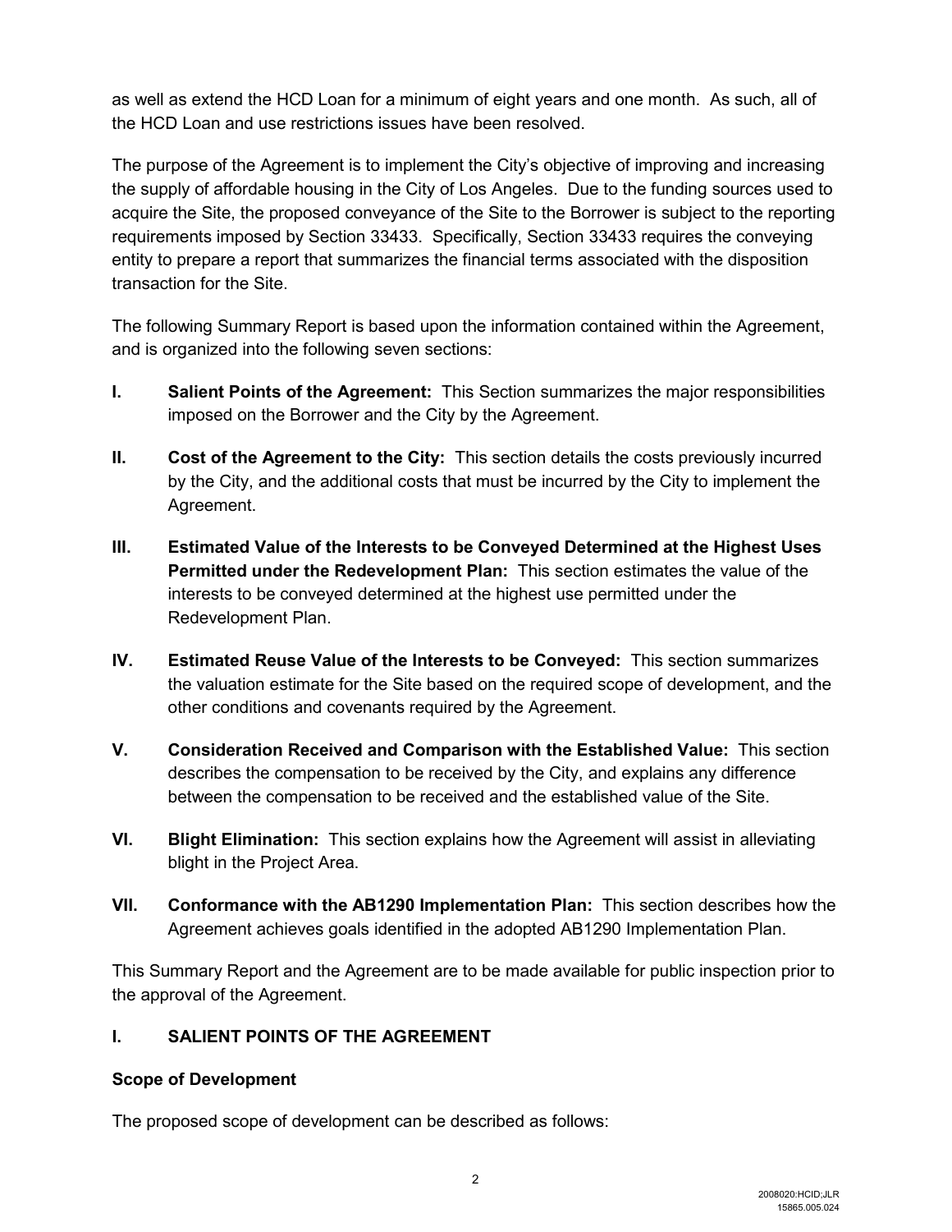as well as extend the HCD Loan for a minimum of eight years and one month. As such, all of the HCD Loan and use restrictions issues have been resolved.

The purpose of the Agreement is to implement the City's objective of improving and increasing the supply of affordable housing in the City of Los Angeles. Due to the funding sources used to acquire the Site, the proposed conveyance of the Site to the Borrower is subject to the reporting requirements imposed by Section 33433. Specifically, Section 33433 requires the conveying entity to prepare a report that summarizes the financial terms associated with the disposition transaction for the Site.

The following Summary Report is based upon the information contained within the Agreement, and is organized into the following seven sections:

- **I. Salient Points of the Agreement:** This Section summarizes the major responsibilities imposed on the Borrower and the City by the Agreement.
- **II. Cost of the Agreement to the City:** This section details the costs previously incurred by the City, and the additional costs that must be incurred by the City to implement the Agreement.
- **III. Estimated Value of the Interests to be Conveyed Determined at the Highest Uses Permitted under the Redevelopment Plan:** This section estimates the value of the interests to be conveyed determined at the highest use permitted under the Redevelopment Plan.
- **IV. Estimated Reuse Value of the Interests to be Conveyed:** This section summarizes the valuation estimate for the Site based on the required scope of development, and the other conditions and covenants required by the Agreement.
- **V. Consideration Received and Comparison with the Established Value:** This section describes the compensation to be received by the City, and explains any difference between the compensation to be received and the established value of the Site.
- **VI. Blight Elimination:** This section explains how the Agreement will assist in alleviating blight in the Project Area.
- **VII. Conformance with the AB1290 Implementation Plan:** This section describes how the Agreement achieves goals identified in the adopted AB1290 Implementation Plan.

This Summary Report and the Agreement are to be made available for public inspection prior to the approval of the Agreement.

## I. SALIENT POINTS OF THE AGREEMENT

### Scope of Development

The proposed scope of development can be described as follows: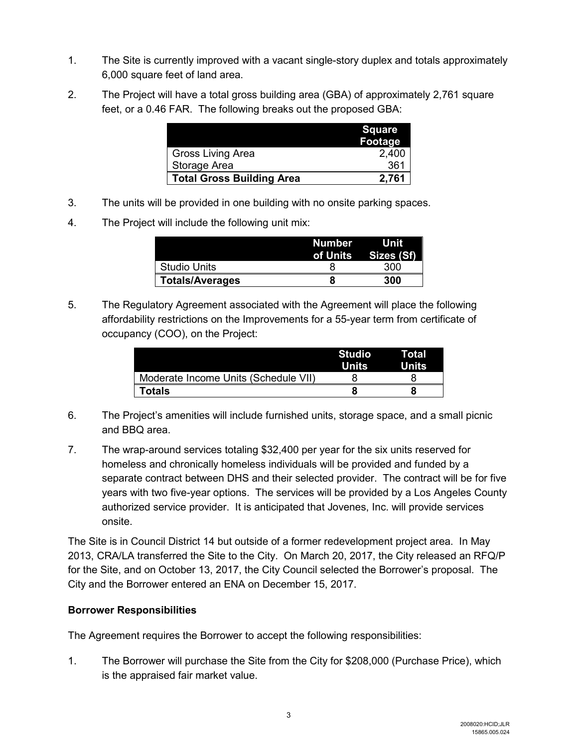1. The Site is currently improved with a vacant single-story duplex and totals approximately 6,000 square feet of land area.

2. The Project will have a total gross building area (GBA) of approximately 2,761 square feet, or a 0.46 FAR. The following breaks out the proposed GBA:

| | Square Footage |
|---|---|
| Gross Living Area | 2,400 |
| Storage Area | 361 |
| **Total Gross Building Area** | **2,761** |

3. The units will be provided in one building with no onsite parking spaces.

4. The Project will include the following unit mix:

| | Number of Units | Unit Sizes (Sf) |
|---|---|---|
| Studio Units | 8 | 300 |
| **Totals/Averages** | **8** | **300** |

5. The Regulatory Agreement associated with the Agreement will place the following affordability restrictions on the Improvements for a 55-year term from certificate of occupancy (COO), on the Project:

| | Studio Units | Total Units |
|---|---|---|
| Moderate Income Units (Schedule VII) | 8 | 8 |
| **Totals** | **8** | **8** |

6. The Project's amenities will include furnished units, storage space, and a small picnic and BBQ area.

7. The wrap-around services totaling $32,400 per year for the six units reserved for homeless and chronically homeless individuals will be provided and funded by a separate contract between DHS and their selected provider. The contract will be for five years with two five-year options. The services will be provided by a Los Angeles County authorized service provider. It is anticipated that Jovenes, Inc. will provide services onsite.

The Site is in Council District 14 but outside of a former redevelopment project area. In May 2013, CRA/LA transferred the Site to the City. On March 20, 2017, the City released an RFQ/P for the Site, and on October 13, 2017, the City Council selected the Borrower's proposal. The City and the Borrower entered an ENA on December 15, 2017.

### Borrower Responsibilities

The Agreement requires the Borrower to accept the following responsibilities:

1. The Borrower will purchase the Site from the City for $208,000 (Purchase Price), which is the appraised fair market value.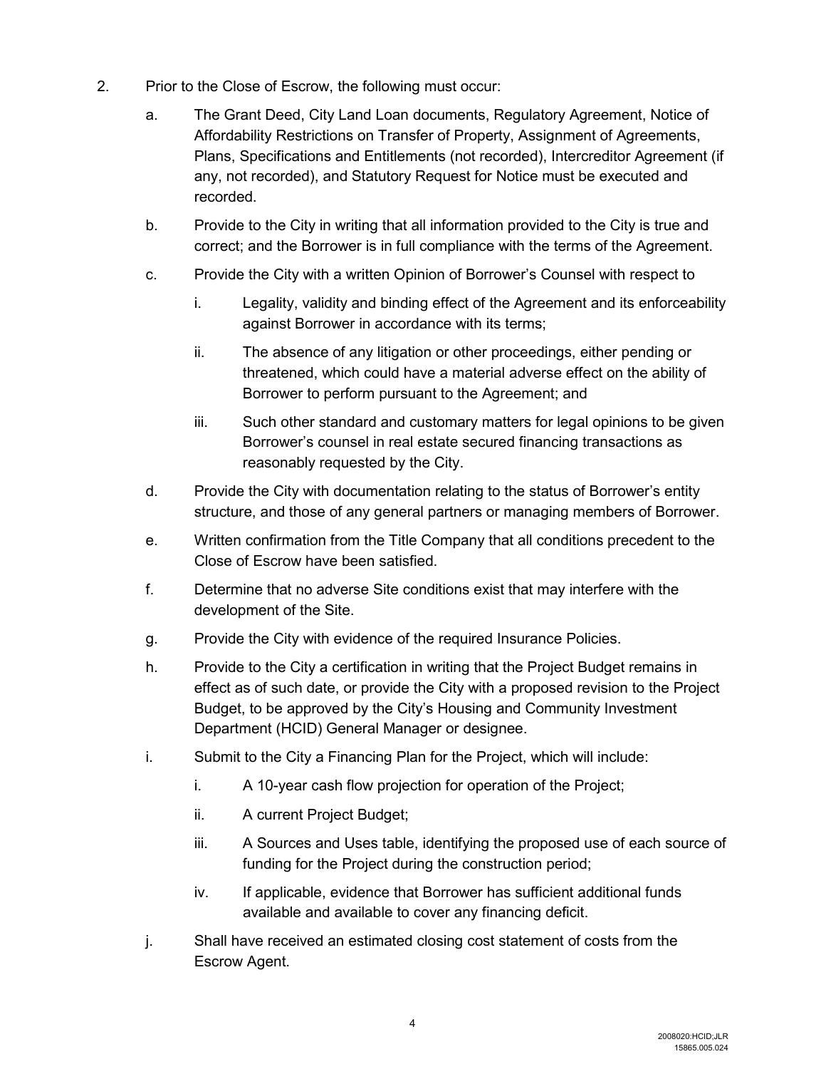2. Prior to the Close of Escrow, the following must occur:

   a. The Grant Deed, City Land Loan documents, Regulatory Agreement, Notice of Affordability Restrictions on Transfer of Property, Assignment of Agreements, Plans, Specifications and Entitlements (not recorded), Intercreditor Agreement (if any, not recorded), and Statutory Request for Notice must be executed and recorded.

   b. Provide to the City in writing that all information provided to the City is true and correct; and the Borrower is in full compliance with the terms of the Agreement.

   c. Provide the City with a written Opinion of Borrower's Counsel with respect to

      i. Legality, validity and binding effect of the Agreement and its enforceability against Borrower in accordance with its terms;

      ii. The absence of any litigation or other proceedings, either pending or threatened, which could have a material adverse effect on the ability of Borrower to perform pursuant to the Agreement; and

      iii. Such other standard and customary matters for legal opinions to be given Borrower's counsel in real estate secured financing transactions as reasonably requested by the City.

   d. Provide the City with documentation relating to the status of Borrower's entity structure, and those of any general partners or managing members of Borrower.

   e. Written confirmation from the Title Company that all conditions precedent to the Close of Escrow have been satisfied.

   f. Determine that no adverse Site conditions exist that may interfere with the development of the Site.

   g. Provide the City with evidence of the required Insurance Policies.

   h. Provide to the City a certification in writing that the Project Budget remains in effect as of such date, or provide the City with a proposed revision to the Project Budget, to be approved by the City's Housing and Community Investment Department (HCID) General Manager or designee.

   i. Submit to the City a Financing Plan for the Project, which will include:

      i. A 10-year cash flow projection for operation of the Project;

      ii. A current Project Budget;

      iii. A Sources and Uses table, identifying the proposed use of each source of funding for the Project during the construction period;

      iv. If applicable, evidence that Borrower has sufficient additional funds available and available to cover any financing deficit.

   j. Shall have received an estimated closing cost statement of costs from the Escrow Agent.

2008020:HCID;JLR
15865.005.024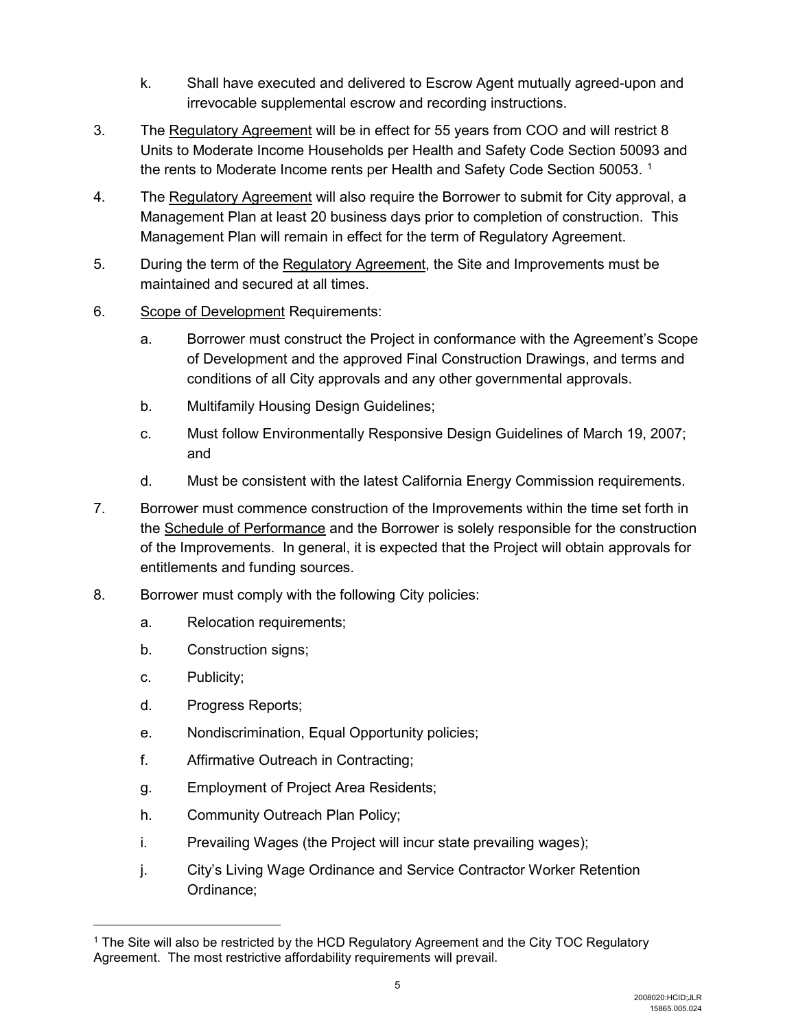k. Shall have executed and delivered to Escrow Agent mutually agreed-upon and irrevocable supplemental escrow and recording instructions.

3. The Regulatory Agreement will be in effect for 55 years from COO and will restrict 8 Units to Moderate Income Households per Health and Safety Code Section 50093 and the rents to Moderate Income rents per Health and Safety Code Section 50053. [1]

4. The Regulatory Agreement will also require the Borrower to submit for City approval, a Management Plan at least 20 business days prior to completion of construction. This Management Plan will remain in effect for the term of Regulatory Agreement.

5. During the term of the Regulatory Agreement, the Site and Improvements must be maintained and secured at all times.

6. Scope of Development Requirements:

   a. Borrower must construct the Project in conformance with the Agreement's Scope of Development and the approved Final Construction Drawings, and terms and conditions of all City approvals and any other governmental approvals.

   b. Multifamily Housing Design Guidelines;

   c. Must follow Environmentally Responsive Design Guidelines of March 19, 2007; and

   d. Must be consistent with the latest California Energy Commission requirements.

7. Borrower must commence construction of the Improvements within the time set forth in the Schedule of Performance and the Borrower is solely responsible for the construction of the Improvements. In general, it is expected that the Project will obtain approvals for entitlements and funding sources.

8. Borrower must comply with the following City policies:

   a. Relocation requirements;

   b. Construction signs;

   c. Publicity;

   d. Progress Reports;

   e. Nondiscrimination, Equal Opportunity policies;

   f. Affirmative Outreach in Contracting;

   g. Employment of Project Area Residents;

   h. Community Outreach Plan Policy;

   i. Prevailing Wages (the Project will incur state prevailing wages);

   j. City's Living Wage Ordinance and Service Contractor Worker Retention Ordinance;

---

[1] The Site will also be restricted by the HCD Regulatory Agreement and the City TOC Regulatory Agreement. The most restrictive affordability requirements will prevail.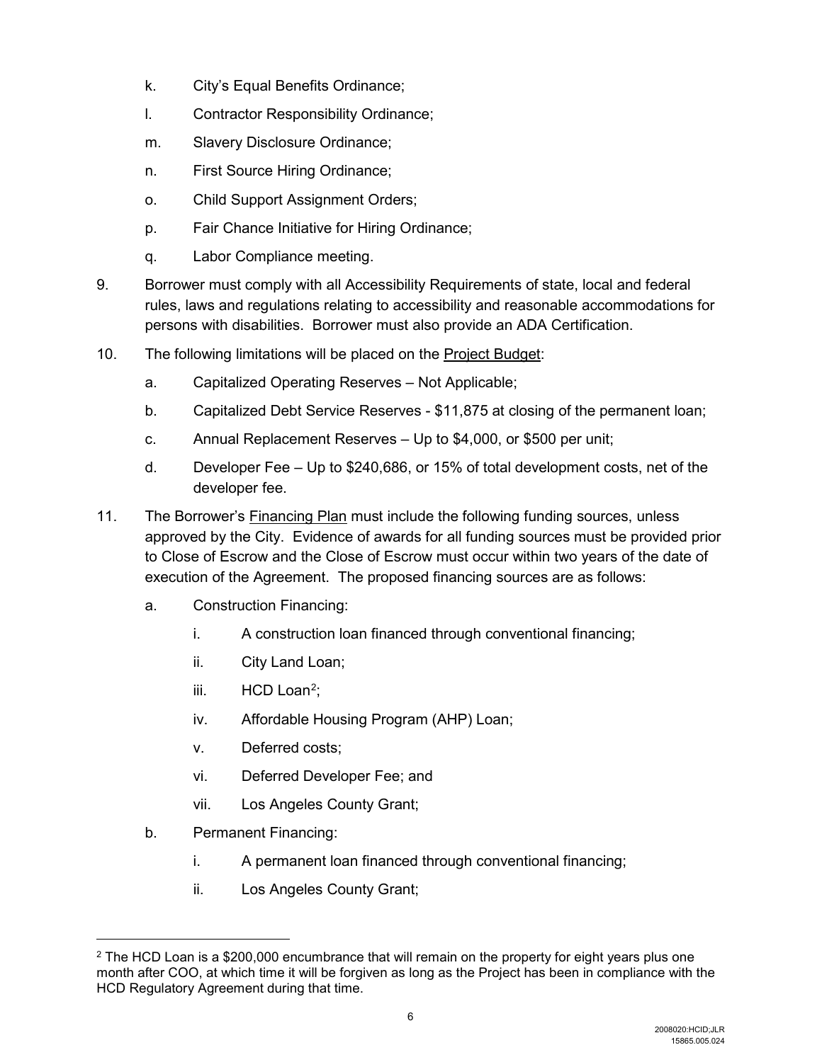k. City's Equal Benefits Ordinance;

l. Contractor Responsibility Ordinance;

m. Slavery Disclosure Ordinance;

n. First Source Hiring Ordinance;

o. Child Support Assignment Orders;

p. Fair Chance Initiative for Hiring Ordinance;

q. Labor Compliance meeting.

9. Borrower must comply with all Accessibility Requirements of state, local and federal rules, laws and regulations relating to accessibility and reasonable accommodations for persons with disabilities. Borrower must also provide an ADA Certification.

10. The following limitations will be placed on the Project Budget:

    a. Capitalized Operating Reserves – Not Applicable;

    b. Capitalized Debt Service Reserves - $11,875 at closing of the permanent loan;

    c. Annual Replacement Reserves – Up to $4,000, or $500 per unit;

    d. Developer Fee – Up to $240,686, or 15% of total development costs, net of the developer fee.

11. The Borrower's Financing Plan must include the following funding sources, unless approved by the City. Evidence of awards for all funding sources must be provided prior to Close of Escrow and the Close of Escrow must occur within two years of the date of execution of the Agreement. The proposed financing sources are as follows:

    a. Construction Financing:

        i. A construction loan financed through conventional financing;

        ii. City Land Loan;

        iii. HCD Loan[2];

        iv. Affordable Housing Program (AHP) Loan;

        v. Deferred costs;

        vi. Deferred Developer Fee; and

        vii. Los Angeles County Grant;

    b. Permanent Financing:

        i. A permanent loan financed through conventional financing;

        ii. Los Angeles County Grant;

[2] The HCD Loan is a $200,000 encumbrance that will remain on the property for eight years plus one month after COO, at which time it will be forgiven as long as the Project has been in compliance with the HCD Regulatory Agreement during that time.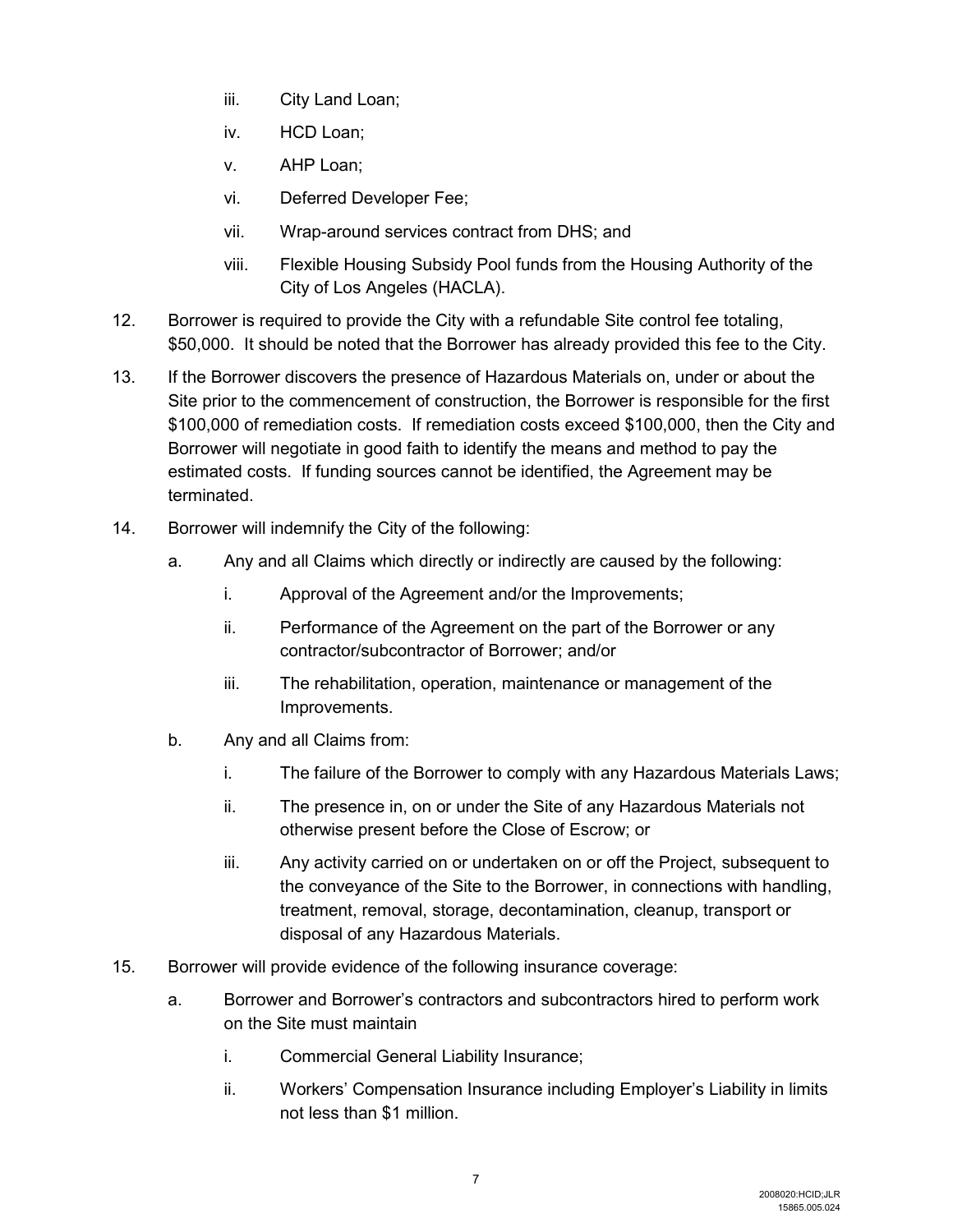iii. City Land Loan;

   iv. HCD Loan;

   v. AHP Loan;

   vi. Deferred Developer Fee;

   vii. Wrap-around services contract from DHS; and

   viii. Flexible Housing Subsidy Pool funds from the Housing Authority of the City of Los Angeles (HACLA).

12. Borrower is required to provide the City with a refundable Site control fee totaling, \$50,000. It should be noted that the Borrower has already provided this fee to the City.

13. If the Borrower discovers the presence of Hazardous Materials on, under or about the Site prior to the commencement of construction, the Borrower is responsible for the first \$100,000 of remediation costs. If remediation costs exceed \$100,000, then the City and Borrower will negotiate in good faith to identify the means and method to pay the estimated costs. If funding sources cannot be identified, the Agreement may be terminated.

14. Borrower will indemnify the City of the following:

    a. Any and all Claims which directly or indirectly are caused by the following:

       i. Approval of the Agreement and/or the Improvements;

       ii. Performance of the Agreement on the part of the Borrower or any contractor/subcontractor of Borrower; and/or

       iii. The rehabilitation, operation, maintenance or management of the Improvements.

    b. Any and all Claims from:

       i. The failure of the Borrower to comply with any Hazardous Materials Laws;

       ii. The presence in, on or under the Site of any Hazardous Materials not otherwise present before the Close of Escrow; or

       iii. Any activity carried on or undertaken on or off the Project, subsequent to the conveyance of the Site to the Borrower, in connections with handling, treatment, removal, storage, decontamination, cleanup, transport or disposal of any Hazardous Materials.

15. Borrower will provide evidence of the following insurance coverage:

    a. Borrower and Borrower's contractors and subcontractors hired to perform work on the Site must maintain

       i. Commercial General Liability Insurance;

       ii. Workers' Compensation Insurance including Employer's Liability in limits not less than \$1 million.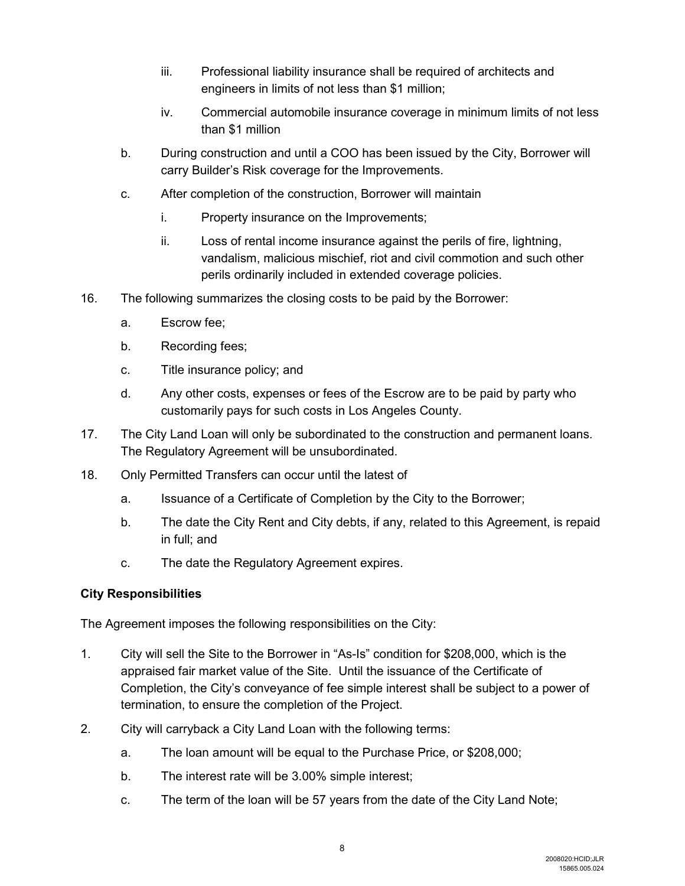iii. Professional liability insurance shall be required of architects and engineers in limits of not less than $1 million;

   iv. Commercial automobile insurance coverage in minimum limits of not less than $1 million

   b. During construction and until a COO has been issued by the City, Borrower will carry Builder's Risk coverage for the Improvements.

   c. After completion of the construction, Borrower will maintain

      i. Property insurance on the Improvements;

      ii. Loss of rental income insurance against the perils of fire, lightning, vandalism, malicious mischief, riot and civil commotion and such other perils ordinarily included in extended coverage policies.

16. The following summarizes the closing costs to be paid by the Borrower:

   a. Escrow fee;

   b. Recording fees;

   c. Title insurance policy; and

   d. Any other costs, expenses or fees of the Escrow are to be paid by party who customarily pays for such costs in Los Angeles County.

17. The City Land Loan will only be subordinated to the construction and permanent loans. The Regulatory Agreement will be unsubordinated.

18. Only Permitted Transfers can occur until the latest of

   a. Issuance of a Certificate of Completion by the City to the Borrower;

   b. The date the City Rent and City debts, if any, related to this Agreement, is repaid in full; and

   c. The date the Regulatory Agreement expires.

**City Responsibilities**

The Agreement imposes the following responsibilities on the City:

1. City will sell the Site to the Borrower in "As-Is" condition for $208,000, which is the appraised fair market value of the Site. Until the issuance of the Certificate of Completion, the City's conveyance of fee simple interest shall be subject to a power of termination, to ensure the completion of the Project.

2. City will carryback a City Land Loan with the following terms:

   a. The loan amount will be equal to the Purchase Price, or $208,000;

   b. The interest rate will be 3.00% simple interest;

   c. The term of the loan will be 57 years from the date of the City Land Note;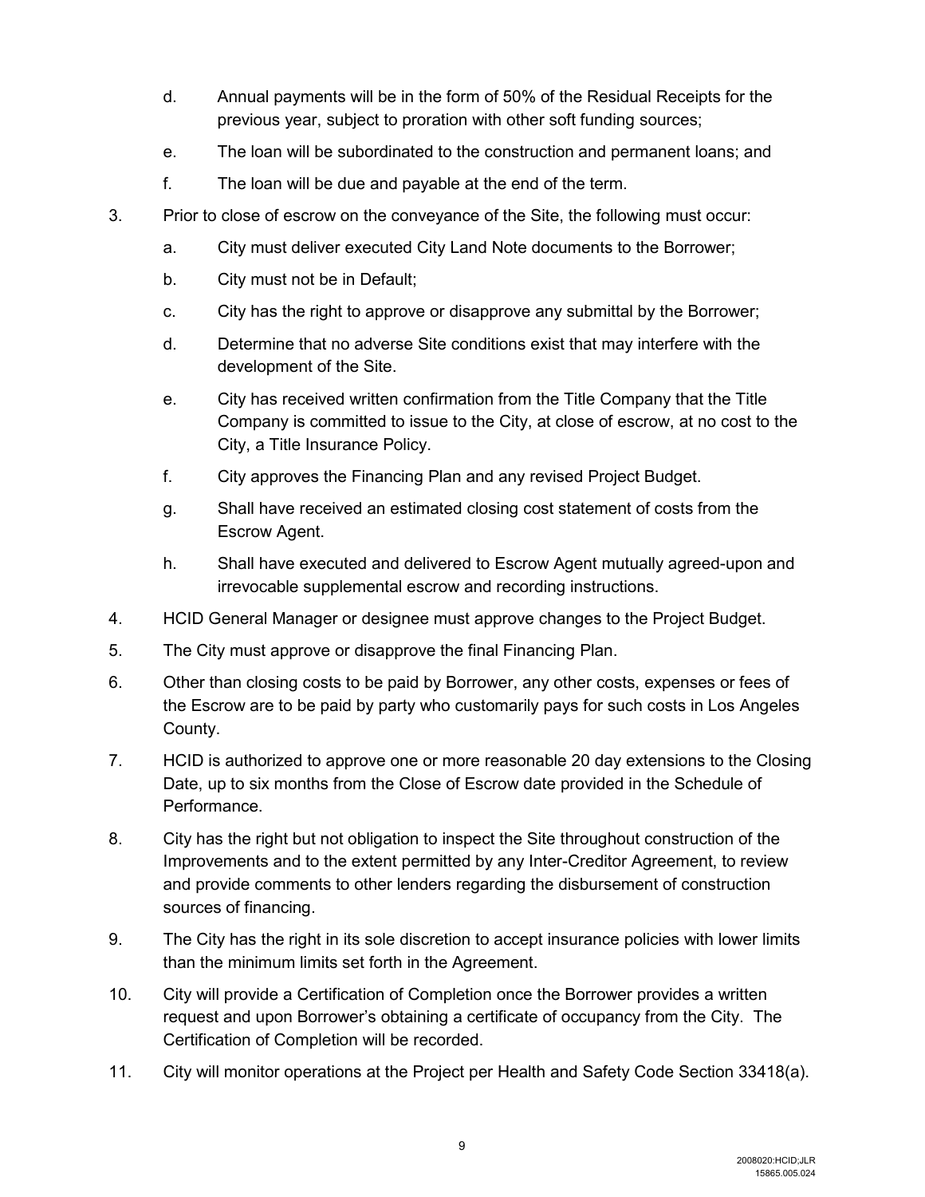d. Annual payments will be in the form of 50% of the Residual Receipts for the previous year, subject to proration with other soft funding sources;

   e. The loan will be subordinated to the construction and permanent loans; and

   f. The loan will be due and payable at the end of the term.

3. Prior to close of escrow on the conveyance of the Site, the following must occur:

   a. City must deliver executed City Land Note documents to the Borrower;

   b. City must not be in Default;

   c. City has the right to approve or disapprove any submittal by the Borrower;

   d. Determine that no adverse Site conditions exist that may interfere with the development of the Site.

   e. City has received written confirmation from the Title Company that the Title Company is committed to issue to the City, at close of escrow, at no cost to the City, a Title Insurance Policy.

   f. City approves the Financing Plan and any revised Project Budget.

   g. Shall have received an estimated closing cost statement of costs from the Escrow Agent.

   h. Shall have executed and delivered to Escrow Agent mutually agreed-upon and irrevocable supplemental escrow and recording instructions.

4. HCID General Manager or designee must approve changes to the Project Budget.

5. The City must approve or disapprove the final Financing Plan.

6. Other than closing costs to be paid by Borrower, any other costs, expenses or fees of the Escrow are to be paid by party who customarily pays for such costs in Los Angeles County.

7. HCID is authorized to approve one or more reasonable 20 day extensions to the Closing Date, up to six months from the Close of Escrow date provided in the Schedule of Performance.

8. City has the right but not obligation to inspect the Site throughout construction of the Improvements and to the extent permitted by any Inter-Creditor Agreement, to review and provide comments to other lenders regarding the disbursement of construction sources of financing.

9. The City has the right in its sole discretion to accept insurance policies with lower limits than the minimum limits set forth in the Agreement.

10. City will provide a Certification of Completion once the Borrower provides a written request and upon Borrower's obtaining a certificate of occupancy from the City. The Certification of Completion will be recorded.

11. City will monitor operations at the Project per Health and Safety Code Section 33418(a).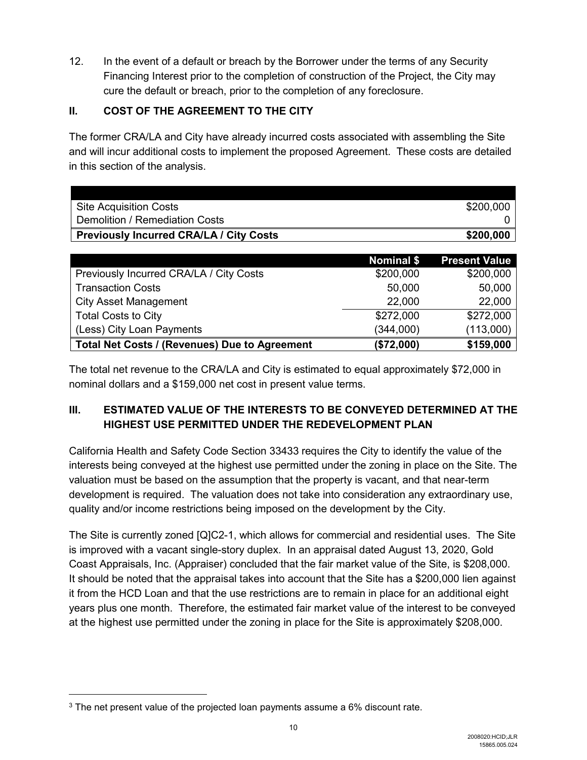12. In the event of a default or breach by the Borrower under the terms of any Security Financing Interest prior to the completion of construction of the Project, the City may cure the default or breach, prior to the completion of any foreclosure.

## II. COST OF THE AGREEMENT TO THE CITY

The former CRA/LA and City have already incurred costs associated with assembling the Site and will incur additional costs to implement the proposed Agreement. These costs are detailed in this section of the analysis.

| | |
|---|---|
| Site Acquisition Costs | $200,000 |
| Demolition / Remediation Costs | 0 |
| **Previously Incurred CRA/LA / City Costs** | **$200,000** |

| | Nominal $ | Present Value |
|---|---|---|
| Previously Incurred CRA/LA / City Costs | $200,000 | $200,000 |
| Transaction Costs | 50,000 | 50,000 |
| City Asset Management | 22,000 | 22,000 |
| Total Costs to City | $272,000 | $272,000 |
| (Less) City Loan Payments | (344,000) | (113,000) |
| **Total Net Costs / (Revenues) Due to Agreement** | **($72,000)** | **$159,000** |

The total net revenue to the CRA/LA and City is estimated to equal approximately $72,000 in nominal dollars and a $159,000 net cost in present value terms.

## III. ESTIMATED VALUE OF THE INTERESTS TO BE CONVEYED DETERMINED AT THE HIGHEST USE PERMITTED UNDER THE REDEVELOPMENT PLAN

California Health and Safety Code Section 33433 requires the City to identify the value of the interests being conveyed at the highest use permitted under the zoning in place on the Site. The valuation must be based on the assumption that the property is vacant, and that near-term development is required. The valuation does not take into consideration any extraordinary use, quality and/or income restrictions being imposed on the development by the City.

The Site is currently zoned [Q]C2-1, which allows for commercial and residential uses. The Site is improved with a vacant single-story duplex. In an appraisal dated August 13, 2020, Gold Coast Appraisals, Inc. (Appraiser) concluded that the fair market value of the Site, is $208,000. It should be noted that the appraisal takes into account that the Site has a $200,000 lien against it from the HCD Loan and that the use restrictions are to remain in place for an additional eight years plus one month. Therefore, the estimated fair market value of the interest to be conveyed at the highest use permitted under the zoning in place for the Site is approximately $208,000.

[3] The net present value of the projected loan payments assume a 6% discount rate.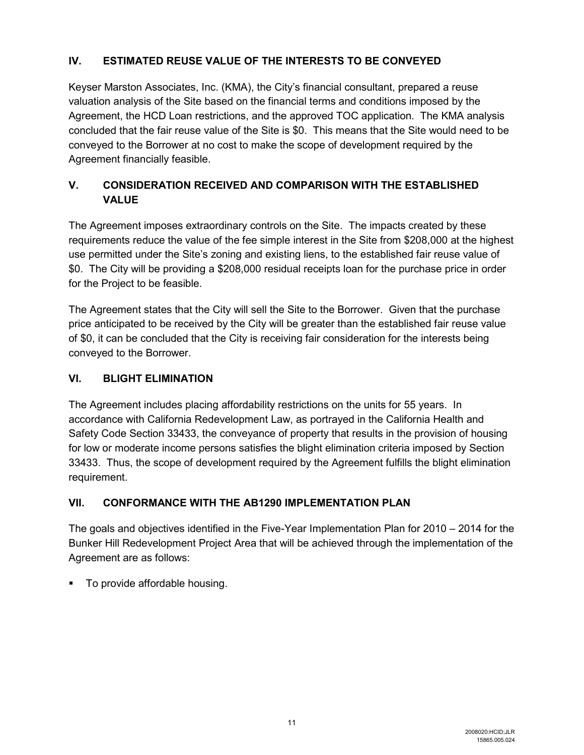## IV. ESTIMATED REUSE VALUE OF THE INTERESTS TO BE CONVEYED

Keyser Marston Associates, Inc. (KMA), the City's financial consultant, prepared a reuse valuation analysis of the Site based on the financial terms and conditions imposed by the Agreement, the HCD Loan restrictions, and the approved TOC application. The KMA analysis concluded that the fair reuse value of the Site is $0. This means that the Site would need to be conveyed to the Borrower at no cost to make the scope of development required by the Agreement financially feasible.

## V. CONSIDERATION RECEIVED AND COMPARISON WITH THE ESTABLISHED VALUE

The Agreement imposes extraordinary controls on the Site. The impacts created by these requirements reduce the value of the fee simple interest in the Site from $208,000 at the highest use permitted under the Site's zoning and existing liens, to the established fair reuse value of $0. The City will be providing a $208,000 residual receipts loan for the purchase price in order for the Project to be feasible.

The Agreement states that the City will sell the Site to the Borrower. Given that the purchase price anticipated to be received by the City will be greater than the established fair reuse value of $0, it can be concluded that the City is receiving fair consideration for the interests being conveyed to the Borrower.

## VI. BLIGHT ELIMINATION

The Agreement includes placing affordability restrictions on the units for 55 years. In accordance with California Redevelopment Law, as portrayed in the California Health and Safety Code Section 33433, the conveyance of property that results in the provision of housing for low or moderate income persons satisfies the blight elimination criteria imposed by Section 33433. Thus, the scope of development required by the Agreement fulfills the blight elimination requirement.

## VII. CONFORMANCE WITH THE AB1290 IMPLEMENTATION PLAN

The goals and objectives identified in the Five-Year Implementation Plan for 2010 – 2014 for the Bunker Hill Redevelopment Project Area that will be achieved through the implementation of the Agreement are as follows:

- To provide affordable housing.

2008020:HCID;JLR
15865.005.024